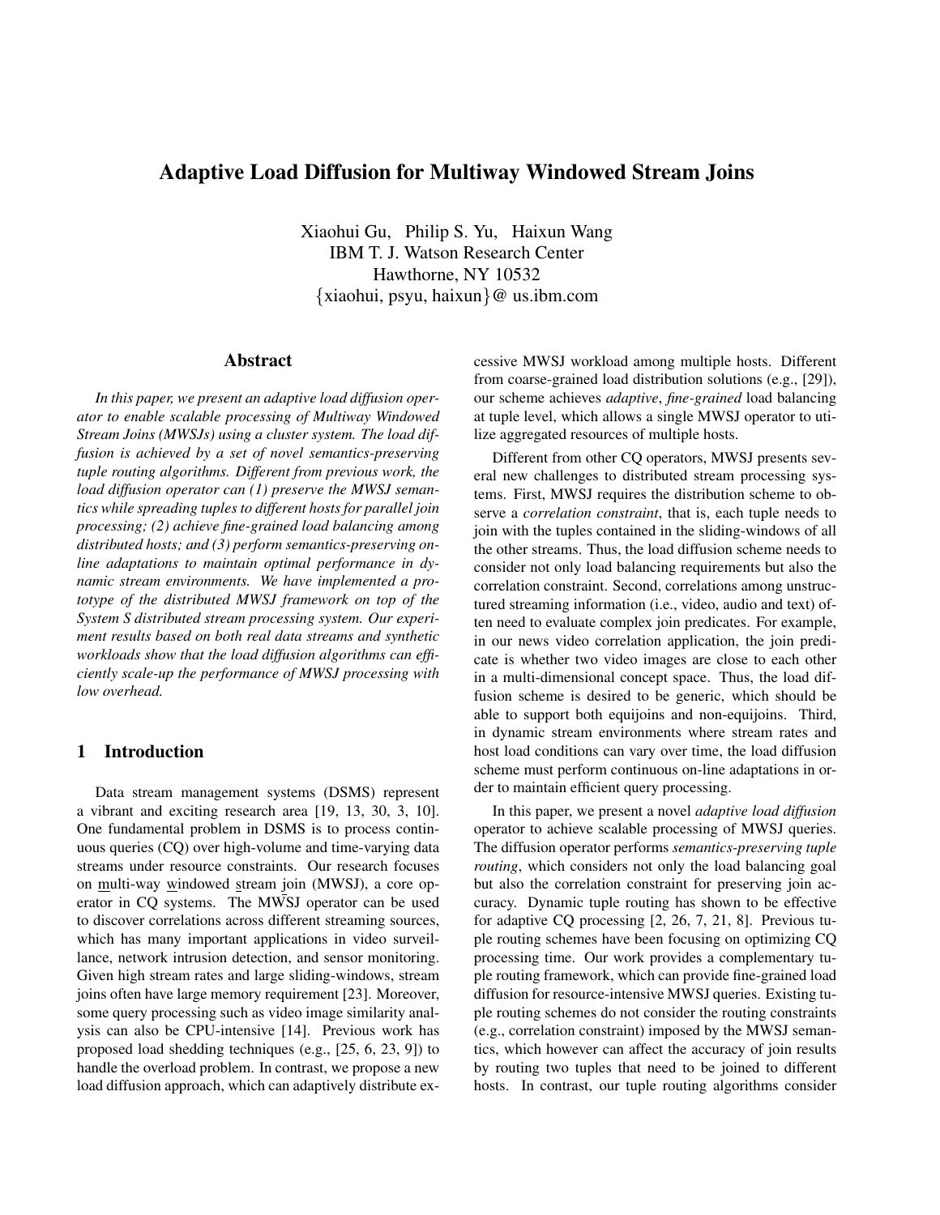# Adaptive Load Diffusion for Multiway Windowed Stream Joins

Xiaohui Gu, Philip S. Yu, Haixun Wang
IBM T. J. Watson Research Center
Hawthorne, NY 10532
{xiaohui, psyu, haixun}@ us.ibm.com

## Abstract

*In this paper, we present an adaptive load diffusion operator to enable scalable processing of Multiway Windowed Stream Joins (MWSJs) using a cluster system. The load diffusion is achieved by a set of novel semantics-preserving tuple routing algorithms. Different from previous work, the load diffusion operator can (1) preserve the MWSJ semantics while spreading tuples to different hosts for parallel join processing; (2) achieve fine-grained load balancing among distributed hosts; and (3) perform semantics-preserving online adaptations to maintain optimal performance in dynamic stream environments. We have implemented a prototype of the distributed MWSJ framework on top of the System S distributed stream processing system. Our experiment results based on both real data streams and synthetic workloads show that the load diffusion algorithms can efficiently scale-up the performance of MWSJ processing with low overhead.*

## 1 Introduction

Data stream management systems (DSMS) represent a vibrant and exciting research area [19, 13, 30, 3, 10]. One fundamental problem in DSMS is to process continuous queries (CQ) over high-volume and time-varying data streams under resource constraints. Our research focuses on multi-way windowed stream join (MWSJ), a core operator in CQ systems. The MWSJ operator can be used to discover correlations across different streaming sources, which has many important applications in video surveillance, network intrusion detection, and sensor monitoring. Given high stream rates and large sliding-windows, stream joins often have large memory requirement [23]. Moreover, some query processing such as video image similarity analysis can also be CPU-intensive [14]. Previous work has proposed load shedding techniques (e.g., [25, 6, 23, 9]) to handle the overload problem. In contrast, we propose a new load diffusion approach, which can adaptively distribute excessive MWSJ workload among multiple hosts. Different from coarse-grained load distribution solutions (e.g., [29]), our scheme achieves *adaptive*, *fine-grained* load balancing at tuple level, which allows a single MWSJ operator to utilize aggregated resources of multiple hosts.

Different from other CQ operators, MWSJ presents several new challenges to distributed stream processing systems. First, MWSJ requires the distribution scheme to observe a *correlation constraint*, that is, each tuple needs to join with the tuples contained in the sliding-windows of all the other streams. Thus, the load diffusion scheme needs to consider not only load balancing requirements but also the correlation constraint. Second, correlations among unstructured streaming information (i.e., video, audio and text) often need to evaluate complex join predicates. For example, in our news video correlation application, the join predicate is whether two video images are close to each other in a multi-dimensional concept space. Thus, the load diffusion scheme is desired to be generic, which should be able to support both equijoins and non-equijoins. Third, in dynamic stream environments where stream rates and host load conditions can vary over time, the load diffusion scheme must perform continuous on-line adaptations in order to maintain efficient query processing.

In this paper, we present a novel *adaptive load diffusion* operator to achieve scalable processing of MWSJ queries. The diffusion operator performs *semantics-preserving tuple routing*, which considers not only the load balancing goal but also the correlation constraint for preserving join accuracy. Dynamic tuple routing has shown to be effective for adaptive CQ processing [2, 26, 7, 21, 8]. Previous tuple routing schemes have been focusing on optimizing CQ processing time. Our work provides a complementary tuple routing framework, which can provide fine-grained load diffusion for resource-intensive MWSJ queries. Existing tuple routing schemes do not consider the routing constraints (e.g., correlation constraint) imposed by the MWSJ semantics, which however can affect the accuracy of join results by routing two tuples that need to be joined to different hosts. In contrast, our tuple routing algorithms consider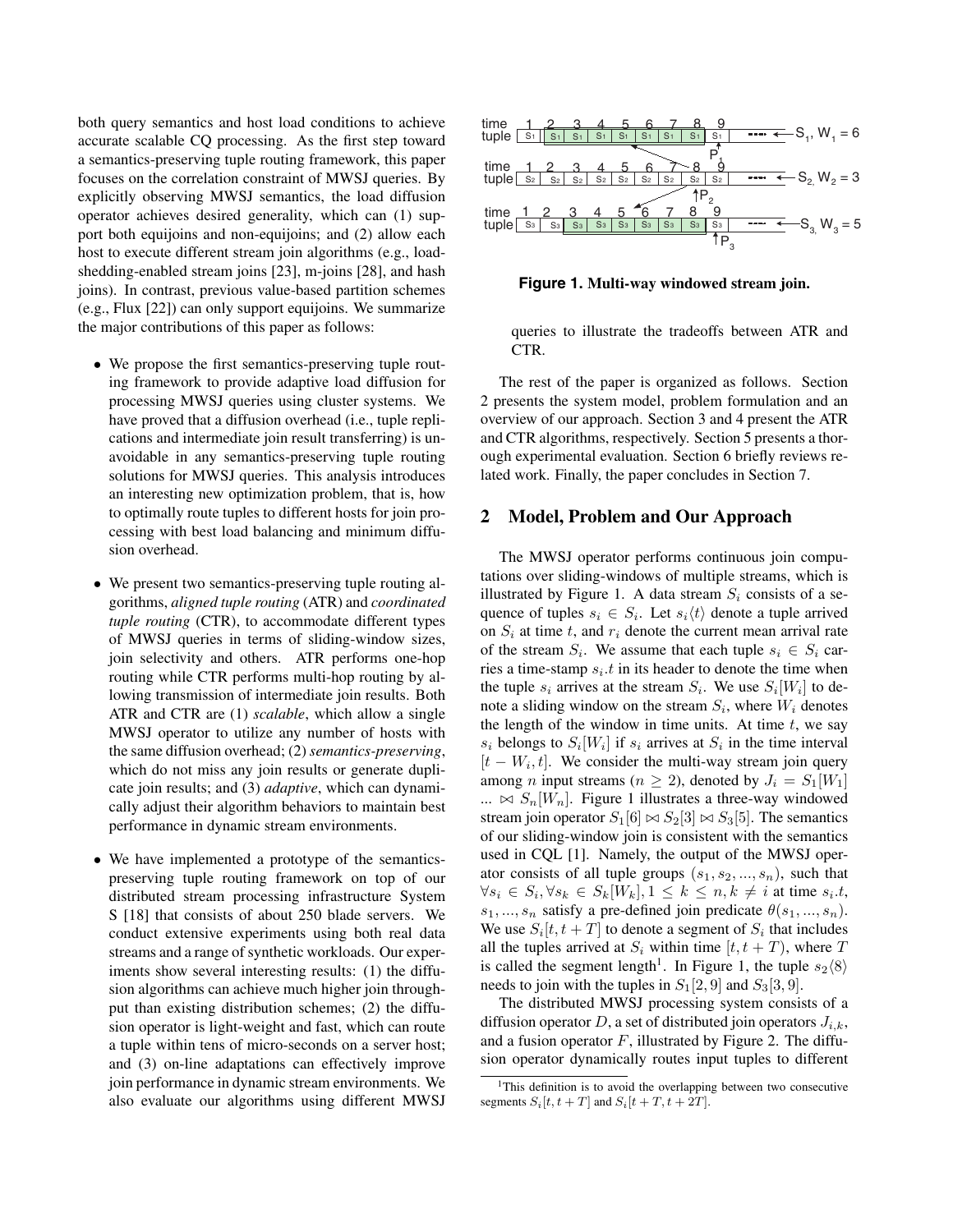both query semantics and host load conditions to achieve accurate scalable CQ processing. As the first step toward a semantics-preserving tuple routing framework, this paper focuses on the correlation constraint of MWSJ queries. By explicitly observing MWSJ semantics, the load diffusion operator achieves desired generality, which can (1) support both equijoins and non-equijoins; and (2) allow each host to execute different stream join algorithms (e.g., load-shedding-enabled stream joins [23], m-joins [28], and hash joins). In contrast, previous value-based partition schemes (e.g., Flux [22]) can only support equijoins. We summarize the major contributions of this paper as follows:

- We propose the first semantics-preserving tuple routing framework to provide adaptive load diffusion for processing MWSJ queries using cluster systems. We have proved that a diffusion overhead (i.e., tuple replications and intermediate join result transferring) is unavoidable in any semantics-preserving tuple routing solutions for MWSJ queries. This analysis introduces an interesting new optimization problem, that is, how to optimally route tuples to different hosts for join processing with best load balancing and minimum diffusion overhead.
- We present two semantics-preserving tuple routing algorithms, *aligned tuple routing* (ATR) and *coordinated tuple routing* (CTR), to accommodate different types of MWSJ queries in terms of sliding-window sizes, join selectivity and others. ATR performs one-hop routing while CTR performs multi-hop routing by allowing transmission of intermediate join results. Both ATR and CTR are (1) *scalable*, which allow a single MWSJ operator to utilize any number of hosts with the same diffusion overhead; (2) *semantics-preserving*, which do not miss any join results or generate duplicate join results; and (3) *adaptive*, which can dynamically adjust their algorithm behaviors to maintain best performance in dynamic stream environments.
- We have implemented a prototype of the semantics-preserving tuple routing framework on top of our distributed stream processing infrastructure System S [18] that consists of about 250 blade servers. We conduct extensive experiments using both real data streams and a range of synthetic workloads. Our experiments show several interesting results: (1) the diffusion algorithms can achieve much higher join throughput than existing distribution schemes; (2) the diffusion operator is light-weight and fast, which can route a tuple within tens of micro-seconds on a server host; and (3) on-line adaptations can effectively improve join performance in dynamic stream environments. We also evaluate our algorithms using different MWSJ queries to illustrate the tradeoffs between ATR and CTR.

**Figure 1. Multi-way windowed stream join.**

The rest of the paper is organized as follows. Section 2 presents the system model, problem formulation and an overview of our approach. Section 3 and 4 present the ATR and CTR algorithms, respectively. Section 5 presents a thorough experimental evaluation. Section 6 briefly reviews related work. Finally, the paper concludes in Section 7.

## 2 Model, Problem and Our Approach

The MWSJ operator performs continuous join computations over sliding-windows of multiple streams, which is illustrated by Figure 1. A data stream $S_i$ consists of a sequence of tuples $s_i \in S_i$. Let $s_i\langle t \rangle$ denote a tuple arrived on $S_i$ at time $t$, and $r_i$ denote the current mean arrival rate of the stream $S_i$. We assume that each tuple $s_i \in S_i$ carries a time-stamp $s_i.t$ in its header to denote the time when the tuple $s_i$ arrives at the stream $S_i$. We use $S_i[W_i]$ to denote a sliding window on the stream $S_i$, where $W_i$ denotes the length of the window in time units. At time $t$, we say $s_i$ belongs to $S_i[W_i]$ if $s_i$ arrives at $S_i$ in the time interval $[t - W_i, t]$. We consider the multi-way stream join query among $n$ input streams ($n \geq 2$), denoted by $J_i = S_1[W_1]$ ... $\bowtie S_n[W_n]$. Figure 1 illustrates a three-way windowed stream join operator $S_1[6] \bowtie S_2[3] \bowtie S_3[5]$. The semantics of our sliding-window join is consistent with the semantics used in CQL [1]. Namely, the output of the MWSJ operator consists of all tuple groups $(s_1, s_2, ..., s_n)$, such that $\forall s_i \in S_i, \forall s_k \in S_k[W_k], 1 \leq k \leq n, k \neq i$ at time $s_i.t$, $s_1, ..., s_n$ satisfy a pre-defined join predicate $\theta(s_1, ..., s_n)$. We use $S_i[t, t + T]$ to denote a segment of $S_i$ that includes all the tuples arrived at $S_i$ within time $[t, t + T)$, where $T$ is called the segment length[1]. In Figure 1, the tuple $s_2\langle 8 \rangle$ needs to join with the tuples in $S_1[2, 9]$ and $S_3[3, 9]$.

The distributed MWSJ processing system consists of a diffusion operator $D$, a set of distributed join operators $J_{i,k}$, and a fusion operator $F$, illustrated by Figure 2. The diffusion operator dynamically routes input tuples to different

[1] This definition is to avoid the overlapping between two consecutive segments $S_i[t, t + T]$ and $S_i[t + T, t + 2T]$.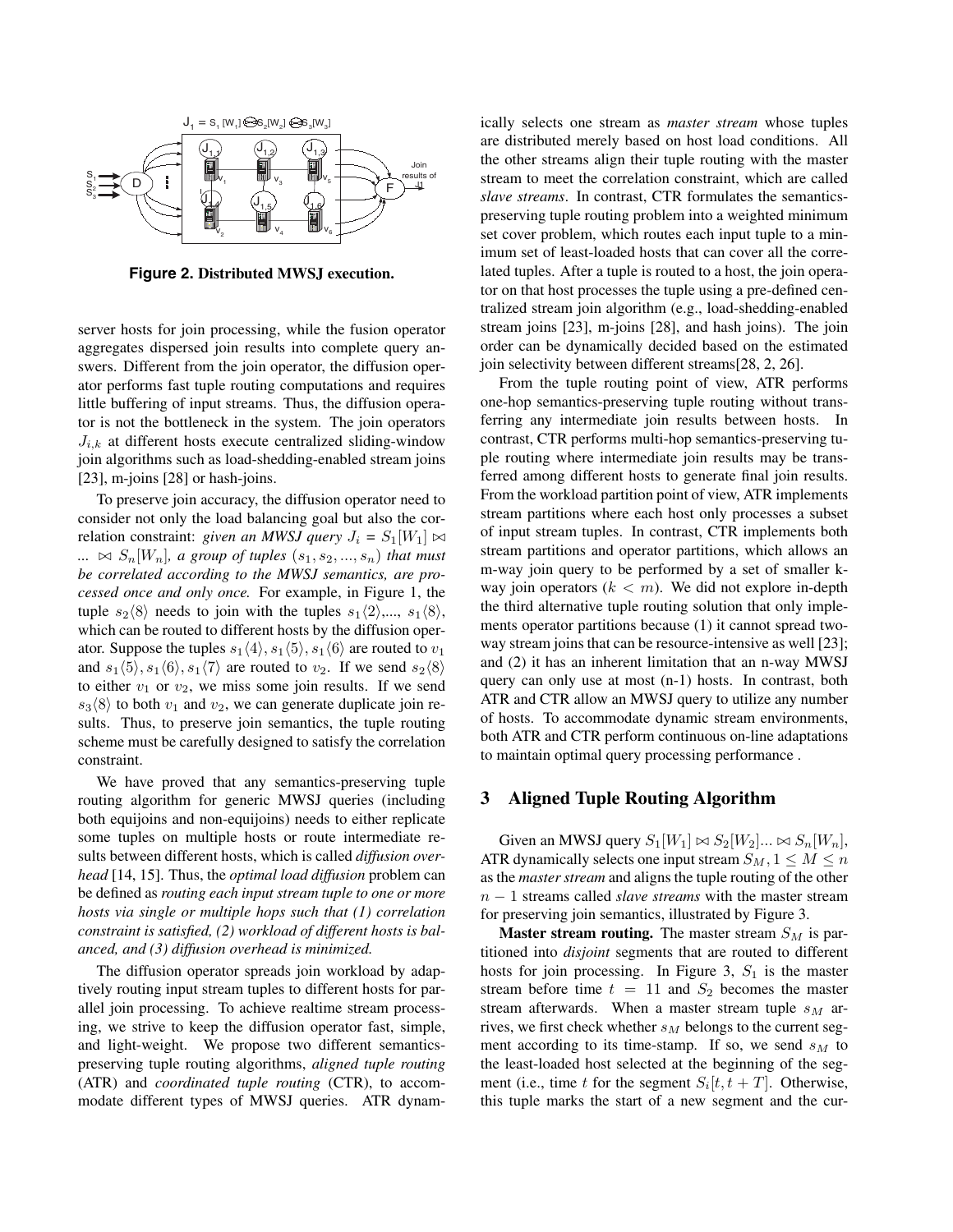**Figure 2. Distributed MWSJ execution.**

server hosts for join processing, while the fusion operator aggregates dispersed join results into complete query answers. Different from the join operator, the diffusion operator performs fast tuple routing computations and requires little buffering of input streams. Thus, the diffusion operator is not the bottleneck in the system. The join operators $J_{i,k}$ at different hosts execute centralized sliding-window join algorithms such as load-shedding-enabled stream joins [23], m-joins [28] or hash-joins.

To preserve join accuracy, the diffusion operator need to consider not only the load balancing goal but also the correlation constraint: *given an MWSJ query $J_i = S_1[W_1] \bowtie ... \bowtie S_n[W_n]$, a group of tuples $(s_1, s_2, ..., s_n)$ that must be correlated according to the MWSJ semantics, are processed once and only once.* For example, in Figure 1, the tuple $s_2\langle 8\rangle$ needs to join with the tuples $s_1\langle 2\rangle$,..., $s_1\langle 8\rangle$, which can be routed to different hosts by the diffusion operator. Suppose the tuples $s_1\langle 4\rangle, s_1\langle 5\rangle, s_1\langle 6\rangle$ are routed to $v_1$ and $s_1\langle 5\rangle, s_1\langle 6\rangle, s_1\langle 7\rangle$ are routed to $v_2$. If we send $s_2\langle 8\rangle$ to either $v_1$ or $v_2$, we miss some join results. If we send $s_3\langle 8\rangle$ to both $v_1$ and $v_2$, we can generate duplicate join results. Thus, to preserve join semantics, the tuple routing scheme must be carefully designed to satisfy the correlation constraint.

We have proved that any semantics-preserving tuple routing algorithm for generic MWSJ queries (including both equijoins and non-equijoins) needs to either replicate some tuples on multiple hosts or route intermediate results between different hosts, which is called *diffusion overhead* [14, 15]. Thus, the *optimal load diffusion* problem can be defined as *routing each input stream tuple to one or more hosts via single or multiple hops such that (1) correlation constraint is satisfied, (2) workload of different hosts is balanced, and (3) diffusion overhead is minimized.*

The diffusion operator spreads join workload by adaptively routing input stream tuples to different hosts for parallel join processing. To achieve realtime stream processing, we strive to keep the diffusion operator fast, simple, and light-weight. We propose two different semantics-preserving tuple routing algorithms, *aligned tuple routing* (ATR) and *coordinated tuple routing* (CTR), to accommodate different types of MWSJ queries. ATR dynamically selects one stream as *master stream* whose tuples are distributed merely based on host load conditions. All the other streams align their tuple routing with the master stream to meet the correlation constraint, which are called *slave streams*. In contrast, CTR formulates the semantics-preserving tuple routing problem into a weighted minimum set cover problem, which routes each input tuple to a minimum set of least-loaded hosts that can cover all the correlated tuples. After a tuple is routed to a host, the join operator on that host processes the tuple using a pre-defined centralized stream join algorithm (e.g., load-shedding-enabled stream joins [23], m-joins [28], and hash joins). The join order can be dynamically decided based on the estimated join selectivity between different streams[28, 2, 26].

From the tuple routing point of view, ATR performs one-hop semantics-preserving tuple routing without transferring any intermediate join results between hosts. In contrast, CTR performs multi-hop semantics-preserving tuple routing where intermediate join results may be transferred among different hosts to generate final join results. From the workload partition point of view, ATR implements stream partitions where each host only processes a subset of input stream tuples. In contrast, CTR implements both stream partitions and operator partitions, which allows an m-way join query to be performed by a set of smaller k-way join operators ($k < m$). We did not explore in-depth the third alternative tuple routing solution that only implements operator partitions because (1) it cannot spread two-way stream joins that can be resource-intensive as well [23]; and (2) it has an inherent limitation that an n-way MWSJ query can only use at most (n-1) hosts. In contrast, both ATR and CTR allow an MWSJ query to utilize any number of hosts. To accommodate dynamic stream environments, both ATR and CTR perform continuous on-line adaptations to maintain optimal query processing performance .

## 3 Aligned Tuple Routing Algorithm

Given an MWSJ query $S_1[W_1] \bowtie S_2[W_2]... \bowtie S_n[W_n]$, ATR dynamically selects one input stream $S_M, 1 \leq M \leq n$ as the *master stream* and aligns the tuple routing of the other $n-1$ streams called *slave streams* with the master stream for preserving join semantics, illustrated by Figure 3.

**Master stream routing.** The master stream $S_M$ is partitioned into *disjoint* segments that are routed to different hosts for join processing. In Figure 3, $S_1$ is the master stream before time $t = 11$ and $S_2$ becomes the master stream afterwards. When a master stream tuple $s_M$ arrives, we first check whether $s_M$ belongs to the current segment according to its time-stamp. If so, we send $s_M$ to the least-loaded host selected at the beginning of the segment (i.e., time $t$ for the segment $S_i[t, t+T]$. Otherwise, this tuple marks the start of a new segment and the cur-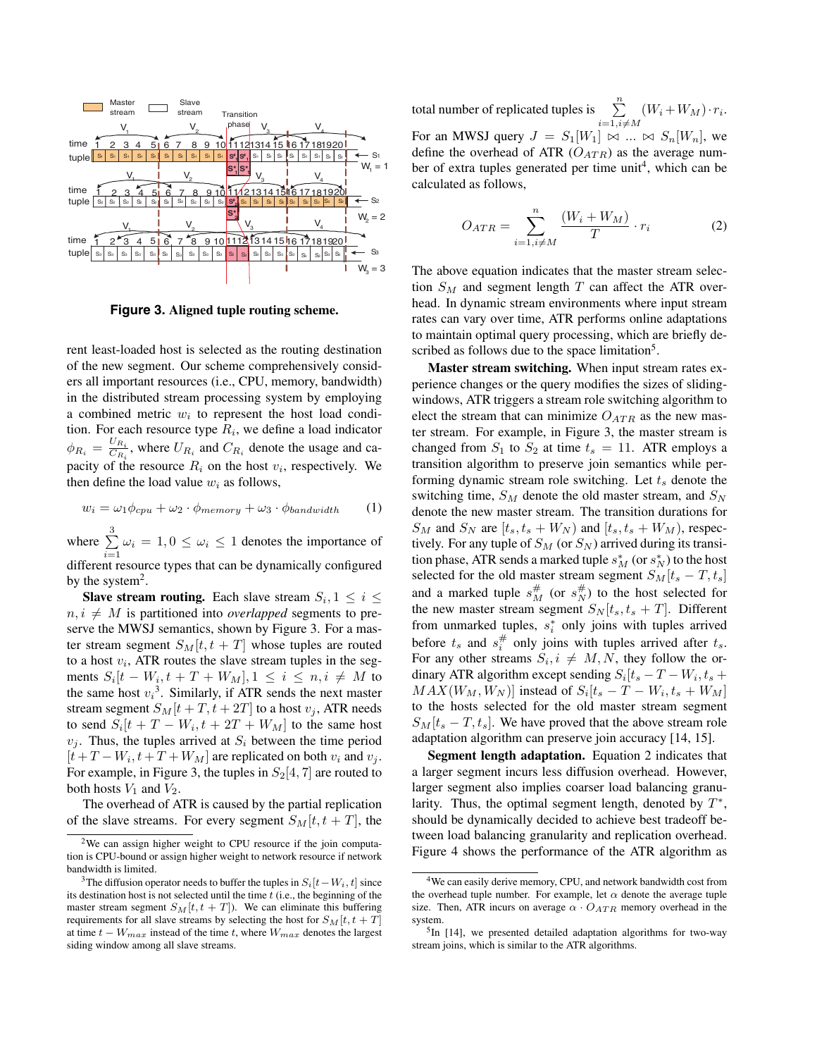**Figure 3. Aligned tuple routing scheme.**

rent least-loaded host is selected as the routing destination of the new segment. Our scheme comprehensively considers all important resources (i.e., CPU, memory, bandwidth) in the distributed stream processing system by employing a combined metric $w_i$ to represent the host load condition. For each resource type $R_i$, we define a load indicator $\phi_{R_i} = \frac{U_{R_i}}{C_{R_i}}$, where $U_{R_i}$ and $C_{R_i}$ denote the usage and capacity of the resource $R_i$ on the host $v_i$, respectively. We then define the load value $w_i$ as follows,

$$w_i = \omega_1 \phi_{cpu} + \omega_2 \cdot \phi_{memory} + \omega_3 \cdot \phi_{bandwidth} \qquad (1)$$

where $\sum_{i=1}^{3} \omega_i = 1, 0 \leq \omega_i \leq 1$ denotes the importance of different resource types that can be dynamically configured by the system[2].

**Slave stream routing.** Each slave stream $S_i, 1 \leq i \leq n, i \neq M$ is partitioned into *overlapped* segments to preserve the MWSJ semantics, shown by Figure 3. For a master stream segment $S_M[t, t+T]$ whose tuples are routed to a host $v_i$, ATR routes the slave stream tuples in the segments $S_i[t - W_i, t + T + W_M], 1 \leq i \leq n, i \neq M$ to the same host $v_i$[3]. Similarly, if ATR sends the next master stream segment $S_M[t + T, t + 2T]$ to a host $v_j$, ATR needs to send $S_i[t + T - W_i, t + 2T + W_M]$ to the same host $v_j$. Thus, the tuples arrived at $S_i$ between the time period $[t + T - W_i, t + T + W_M]$ are replicated on both $v_i$ and $v_j$. For example, in Figure 3, the tuples in $S_2[4, 7]$ are routed to both hosts $V_1$ and $V_2$.

The overhead of ATR is caused by the partial replication of the slave streams. For every segment $S_M[t, t+T]$, the total number of replicated tuples is $\sum_{i=1, i \neq M}^{n} (W_i + W_M) \cdot r_i$. For an MWSJ query $J = S_1[W_1] \bowtie \ldots \bowtie S_n[W_n]$, we define the overhead of ATR ($O_{ATR}$) as the average number of extra tuples generated per time unit[4], which can be calculated as follows,

$$O_{ATR} = \sum_{i=1, i \neq M}^{n} \frac{(W_i + W_M)}{T} \cdot r_i \qquad (2)$$

The above equation indicates that the master stream selection $S_M$ and segment length $T$ can affect the ATR overhead. In dynamic stream environments where input stream rates can vary over time, ATR performs online adaptations to maintain optimal query processing, which are briefly described as follows due to the space limitation[5].

**Master stream switching.** When input stream rates experience changes or the query modifies the sizes of sliding-windows, ATR triggers a stream role switching algorithm to elect the stream that can minimize $O_{ATR}$ as the new master stream. For example, in Figure 3, the master stream is changed from $S_1$ to $S_2$ at time $t_s = 11$. ATR employs a transition algorithm to preserve join semantics while performing dynamic stream role switching. Let $t_s$ denote the switching time, $S_M$ denote the old master stream, and $S_N$ denote the new master stream. The transition durations for $S_M$ and $S_N$ are $[t_s, t_s + W_N)$ and $[t_s, t_s + W_M)$, respectively. For any tuple of $S_M$ (or $S_N$) arrived during its transition phase, ATR sends a marked tuple $s^*_M$ (or $s^*_N$) to the host selected for the old master stream segment $S_M[t_s - T, t_s]$ and a marked tuple $s^{\#}_M$ (or $s^{\#}_N$) to the host selected for the new master stream segment $S_N[t_s, t_s + T]$. Different from unmarked tuples, $s^*_i$ only joins with tuples arrived before $t_s$ and $s^{\#}_i$ only joins with tuples arrived after $t_s$. For any other streams $S_i, i \neq M, N$, they follow the ordinary ATR algorithm except sending $S_i[t_s - T - W_i, t_s + MAX(W_M, W_N)]$ instead of $S_i[t_s - T - W_i, t_s + W_M]$ to the hosts selected for the old master stream segment $S_M[t_s - T, t_s]$. We have proved that the above stream role adaptation algorithm can preserve join accuracy [14, 15].

**Segment length adaptation.** Equation 2 indicates that a larger segment incurs less diffusion overhead. However, larger segment also implies coarser load balancing granularity. Thus, the optimal segment length, denoted by $T^*$, should be dynamically decided to achieve best tradeoff between load balancing granularity and replication overhead. Figure 4 shows the performance of the ATR algorithm as

---

[2] We can assign higher weight to CPU resource if the join computation is CPU-bound or assign higher weight to network resource if network bandwidth is limited.

[3] The diffusion operator needs to buffer the tuples in $S_i[t - W_i, t]$ since its destination host is not selected until the time $t$ (i.e., the beginning of the master stream segment $S_M[t, t+T]$). We can eliminate this buffering requirements for all slave streams by selecting the host for $S_M[t, t+T]$ at time $t - W_{max}$ instead of the time $t$, where $W_{max}$ denotes the largest siding window among all slave streams.

[4] We can easily derive memory, CPU, and network bandwidth cost from the overhead tuple number. For example, let $\alpha$ denote the average tuple size. Then, ATR incurs on average $\alpha \cdot O_{ATR}$ memory overhead in the system.

[5] In [14], we presented detailed adaptation algorithms for two-way stream joins, which is similar to the ATR algorithms.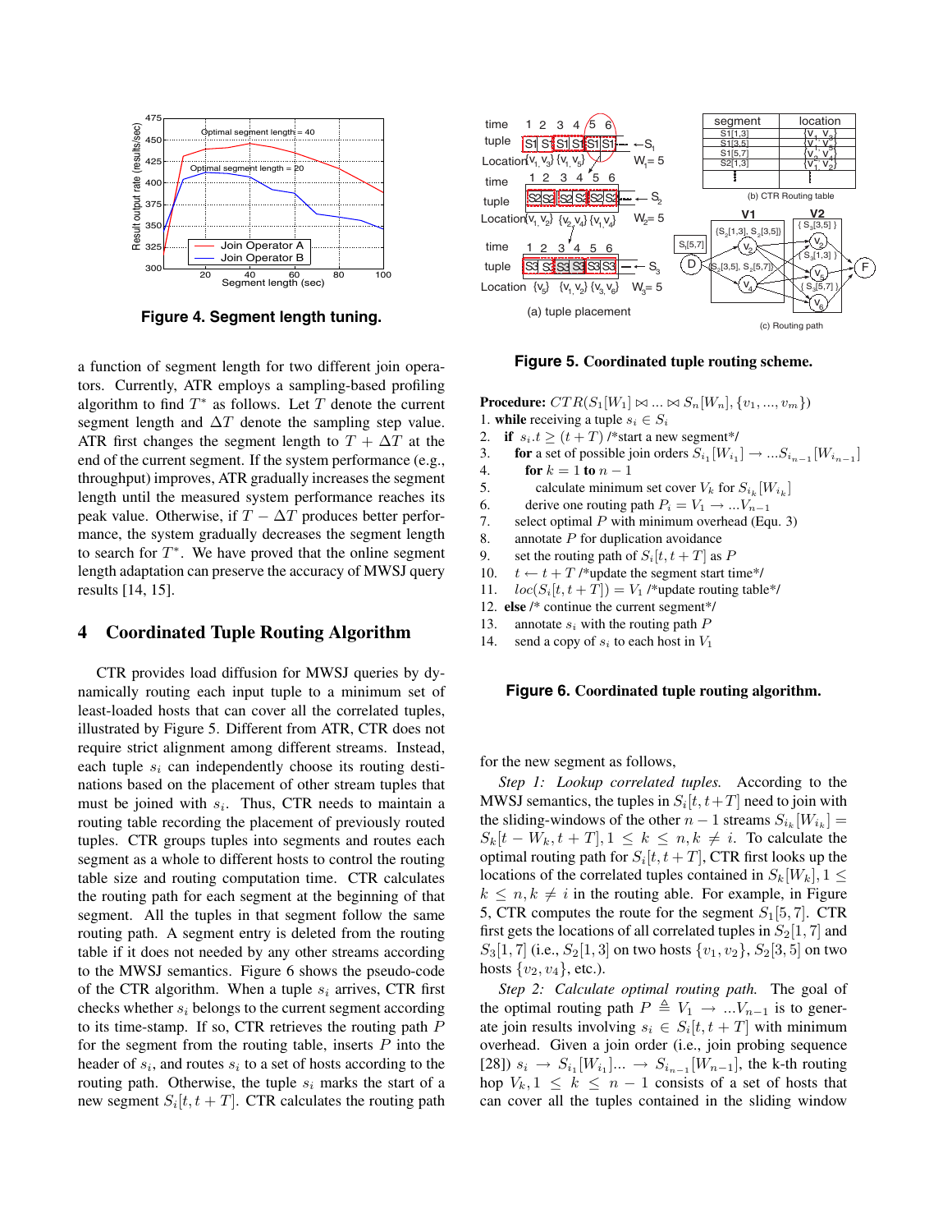**Figure 4. Segment length tuning.**

a function of segment length for two different join operators. Currently, ATR employs a sampling-based profiling algorithm to find $T^*$ as follows. Let $T$ denote the current segment length and $\Delta T$ denote the sampling step value. ATR first changes the segment length to $T + \Delta T$ at the end of the current segment. If the system performance (e.g., throughput) improves, ATR gradually increases the segment length until the measured system performance reaches its peak value. Otherwise, if $T - \Delta T$ produces better performance, the system gradually decreases the segment length to search for $T^*$. We have proved that the online segment length adaptation can preserve the accuracy of MWSJ query results [14, 15].

## 4 Coordinated Tuple Routing Algorithm

CTR provides load diffusion for MWSJ queries by dynamically routing each input tuple to a minimum set of least-loaded hosts that can cover all the correlated tuples, illustrated by Figure 5. Different from ATR, CTR does not require strict alignment among different streams. Instead, each tuple $s_i$ can independently choose its routing destinations based on the placement of other stream tuples that must be joined with $s_i$. Thus, CTR needs to maintain a routing table recording the placement of previously routed tuples. CTR groups tuples into segments and routes each segment as a whole to different hosts to control the routing table size and routing computation time. CTR calculates the routing path for each segment at the beginning of that segment. All the tuples in that segment follow the same routing path. A segment entry is deleted from the routing table if it does not needed by any other streams according to the MWSJ semantics. Figure 6 shows the pseudo-code of the CTR algorithm. When a tuple $s_i$ arrives, CTR first checks whether $s_i$ belongs to the current segment according to its time-stamp. If so, CTR retrieves the routing path $P$ for the segment from the routing table, inserts $P$ into the header of $s_i$, and routes $s_i$ to a set of hosts according to the routing path. Otherwise, the tuple $s_i$ marks the start of a new segment $S_i[t, t+T]$. CTR calculates the routing path

| segment | location |
|---|---|
| S1[1,3] | {V1, V3} |
| S1[3,5] | {V1, V5} |
| S1[5,7] | {V2, V4} |
| S2[1,3] | {V1, V2} |
| ⋮ | ⋮ |

(a) tuple placement (b) CTR Routing table (c) Routing path

**Figure 5. Coordinated tuple routing scheme.**

**Procedure:** $CTR(S_1[W_1] \bowtie ... \bowtie S_n[W_n], \{v_1, ..., v_m\})$

1. **while** receiving a tuple $s_i \in S_i$
2. **if** $s_i.t \geq (t + T)$ /*start a new segment*/
3. **for** a set of possible join orders $S_{i_1}[W_{i_1}] \rightarrow ...S_{i_{n-1}}[W_{i_{n-1}}]$
4. **for** $k = 1$ **to** $n - 1$
5. calculate minimum set cover $V_k$ for $S_{i_k}[W_{i_k}]$
6. derive one routing path $P_i = V_1 \rightarrow ...V_{n-1}$
7. select optimal $P$ with minimum overhead (Equ. 3)
8. annotate $P$ for duplication avoidance
9. set the routing path of $S_i[t, t+T]$ as $P$
10. $t \leftarrow t + T$ /*update the segment start time*/
11. $loc(S_i[t, t+T]) = V_1$ /*update routing table*/
12. **else** /* continue the current segment*/
13. annotate $s_i$ with the routing path $P$
14. send a copy of $s_i$ to each host in $V_1$

**Figure 6. Coordinated tuple routing algorithm.**

for the new segment as follows,

*Step 1: Lookup correlated tuples.* According to the MWSJ semantics, the tuples in $S_i[t, t+T]$ need to join with the sliding-windows of the other $n-1$ streams $S_{i_k}[W_{i_k}] = S_k[t - W_k, t+T], 1 \leq k \leq n, k \neq i$. To calculate the optimal routing path for $S_i[t, t+T]$, CTR first looks up the locations of the correlated tuples contained in $S_k[W_k], 1 \leq k \leq n, k \neq i$ in the routing able. For example, in Figure 5, CTR computes the route for the segment $S_1[5, 7]$. CTR first gets the locations of all correlated tuples in $S_2[1, 7]$ and $S_3[1, 7]$ (i.e., $S_2[1, 3]$ on two hosts $\{v_1, v_2\}$, $S_2[3, 5]$ on two hosts $\{v_2, v_4\}$, etc.).

*Step 2: Calculate optimal routing path.* The goal of the optimal routing path $P \triangleq V_1 \rightarrow ...V_{n-1}$ is to generate join results involving $s_i \in S_i[t, t+T]$ with minimum overhead. Given a join order (i.e., join probing sequence [28]) $s_i \rightarrow S_{i_1}[W_{i_1}]... \rightarrow S_{i_{n-1}}[W_{n-1}]$, the k-th routing hop $V_k, 1 \leq k \leq n-1$ consists of a set of hosts that can cover all the tuples contained in the sliding window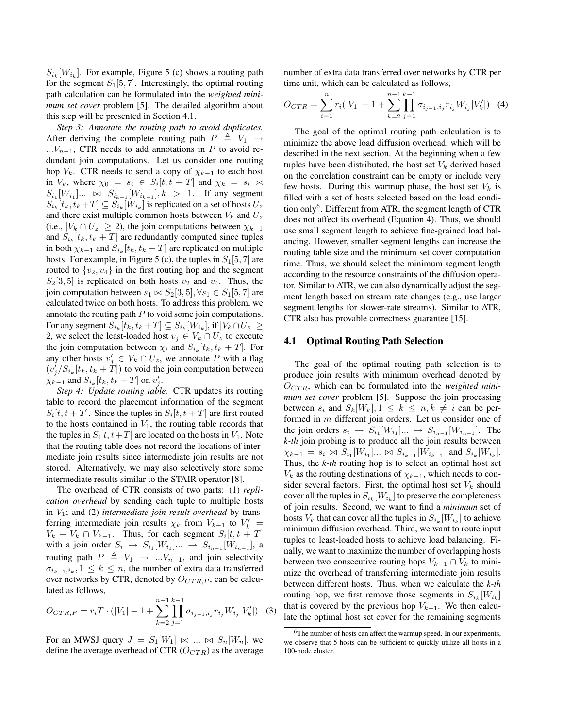$S_{i_k}[W_{i_k}]$. For example, Figure 5 (c) shows a routing path for the segment $S_1[5,7]$. Interestingly, the optimal routing path calculation can be formulated into the *weighted minimum set cover* problem [5]. The detailed algorithm about this step will be presented in Section 4.1.

*Step 3: Annotate the routing path to avoid duplicates.* After deriving the complete routing path $P \triangleq V_1 \rightarrow ...V_{n-1}$, CTR needs to add annotations in $P$ to avoid redundant join computations. Let us consider one routing hop $V_k$. CTR needs to send a copy of $\chi_{k-1}$ to each host in $V_k$, where $\chi_0 = s_i \in S_i[t, t+T]$ and $\chi_k = s_i \bowtie S_{i_1}[W_{i_1}] ... \bowtie S_{i_{k-1}}[W_{i_{k-1}}], k > 1$. If any segment $S_{i_k}[t_k, t_k + T] \subseteq S_{i_k}[W_{i_k}]$ is replicated on a set of hosts $U_z$ and there exist multiple common hosts between $V_k$ and $U_z$ (i.e., $|V_k \cap U_z| \geq 2$), the join computations between $\chi_{k-1}$ and $S_{i_k}[t_k, t_k + T]$ are redundantly computed since tuples in both $\chi_{k-1}$ and $S_{i_k}[t_k, t_k + T]$ are replicated on multiple hosts. For example, in Figure 5 (c), the tuples in $S_1[5,7]$ are routed to $\{v_2, v_4\}$ in the first routing hop and the segment $S_2[3,5]$ is replicated on both hosts $v_2$ and $v_4$. Thus, the join computation between $s_1 \bowtie S_2[3,5], \forall s_1 \in S_1[5,7]$ are calculated twice on both hosts. To address this problem, we annotate the routing path $P$ to void some join computations. For any segment $S_{i_k}[t_k, t_k + T] \subseteq S_{i_k}[W_{i_k}]$, if $|V_k \cap U_z| \geq 2$, we select the least-loaded host $v_j \in V_k \cap U_z$ to execute the join computation between $\chi_i$ and $S_{i_k}[t_k, t_k + T]$. For any other hosts $v'_j \in V_k \cap U_z$, we annotate $P$ with a flag $(v'_j / S_{i_k}[t_k, t_k + T])$ to void the join computation between $\chi_{k-1}$ and $S_{i_k}[t_k, t_k + T]$ on $v'_j$.

*Step 4: Update routing table.* CTR updates its routing table to record the placement information of the segment $S_i[t, t+T]$. Since the tuples in $S_i[t, t+T]$ are first routed to the hosts contained in $V_1$, the routing table records that the tuples in $S_i[t, t+T]$ are located on the hosts in $V_1$. Note that the routing table does not record the locations of intermediate join results since intermediate join results are not stored. Alternatively, we may also selectively store some intermediate results similar to the STAIR operator [8].

The overhead of CTR consists of two parts: (1) *replication overhead* by sending each tuple to multiple hosts in $V_1$; and (2) *intermediate join result overhead* by transferring intermediate join results $\chi_k$ from $V_{k-1}$ to $V'_k = V_k - V_k \cap V_{k-1}$. Thus, for each segment $S_i[t, t+T]$ with a join order $S_i \rightarrow S_{i_1}[W_{i_1}] ... \rightarrow S_{i_{n-1}}[W_{i_{n-1}}]$, a routing path $P \triangleq V_1 \rightarrow ...V_{n-1}$, and join selectivity $\sigma_{i_{k-1}, i_k}, 1 \leq k \leq n$, the number of extra data transferred over networks by CTR, denoted by $O_{CTR,P}$, can be calculated as follows,

$$O_{CTR,P} = r_i T \cdot (|V_1| - 1 + \sum_{k=2}^{n-1} \prod_{j=1}^{k-1} \sigma_{i_{j-1}, i_j} r_{i_j} W_{i_j} |V'_k|) \quad (3)$$

For an MWSJ query $J = S_1[W_1] \bowtie ... \bowtie S_n[W_n]$, we define the average overhead of CTR ($O_{CTR}$) as the average number of extra data transferred over networks by CTR per time unit, which can be calculated as follows,

$$O_{CTR} = \sum_{i=1}^{n} r_i (|V_1| - 1 + \sum_{k=2}^{n-1} \prod_{j=1}^{k-1} \sigma_{i_{j-1}, i_j} r_{i_j} W_{i_j} |V'_k|) \quad (4)$$

The goal of the optimal routing path calculation is to minimize the above load diffusion overhead, which will be described in the next section. At the beginning when a few tuples have been distributed, the host set $V_k$ derived based on the correlation constraint can be empty or include very few hosts. During this warmup phase, the host set $V_k$ is filled with a set of hosts selected based on the load condition only[6]. Different from ATR, the segment length of CTR does not affect its overhead (Equation 4). Thus, we should use small segment length to achieve fine-grained load balancing. However, smaller segment lengths can increase the routing table size and the minimum set cover computation time. Thus, we should select the minimum segment length according to the resource constraints of the diffusion operator. Similar to ATR, we can also dynamically adjust the segment length based on stream rate changes (e.g., use larger segment lengths for slower-rate streams). Similar to ATR, CTR also has provable correctness guarantee [15].

### 4.1 Optimal Routing Path Selection

The goal of the optimal routing path selection is to produce join results with minimum overhead denoted by $O_{CTR}$, which can be formulated into the *weighted minimum set cover* problem [5]. Suppose the join processing between $s_i$ and $S_k[W_k], 1 \leq k \leq n, k \neq i$ can be performed in $m$ different join orders. Let us consider one of the join orders $s_i \rightarrow S_{i_1}[W_{i_1}] ... \rightarrow S_{i_{n-1}}[W_{i_{n-1}}]$. The *k-th* join probing is to produce all the join results between $\chi_{k-1} = s_i \bowtie S_{i_1}[W_{i_1}] ... \bowtie S_{i_{k-1}}[W_{i_{k-1}}]$ and $S_{i_k}[W_{i_k}]$. Thus, the *k-th* routing hop is to select an optimal host set $V_k$ as the routing destinations of $\chi_{k-1}$, which needs to consider several factors. First, the optimal host set $V_k$ should cover all the tuples in $S_{i_k}[W_{i_k}]$ to preserve the completeness of join results. Second, we want to find a *minimum* set of hosts $V_k$ that can cover all the tuples in $S_{i_k}[W_{i_k}]$ to achieve minimum diffusion overhead. Third, we want to route input tuples to least-loaded hosts to achieve load balancing. Finally, we want to maximize the number of overlapping hosts between two consecutive routing hops $V_{k-1} \cap V_k$ to minimize the overhead of transferring intermediate join results between different hosts. Thus, when we calculate the *k-th* routing hop, we first remove those segments in $S_{i_k}[W_{i_k}]$ that is covered by the previous hop $V_{k-1}$. We then calculate the optimal host set cover for the remaining segments

[6] The number of hosts can affect the warmup speed. In our experiments, we observe that 5 hosts can be sufficient to quickly utilize all hosts in a 100-node cluster.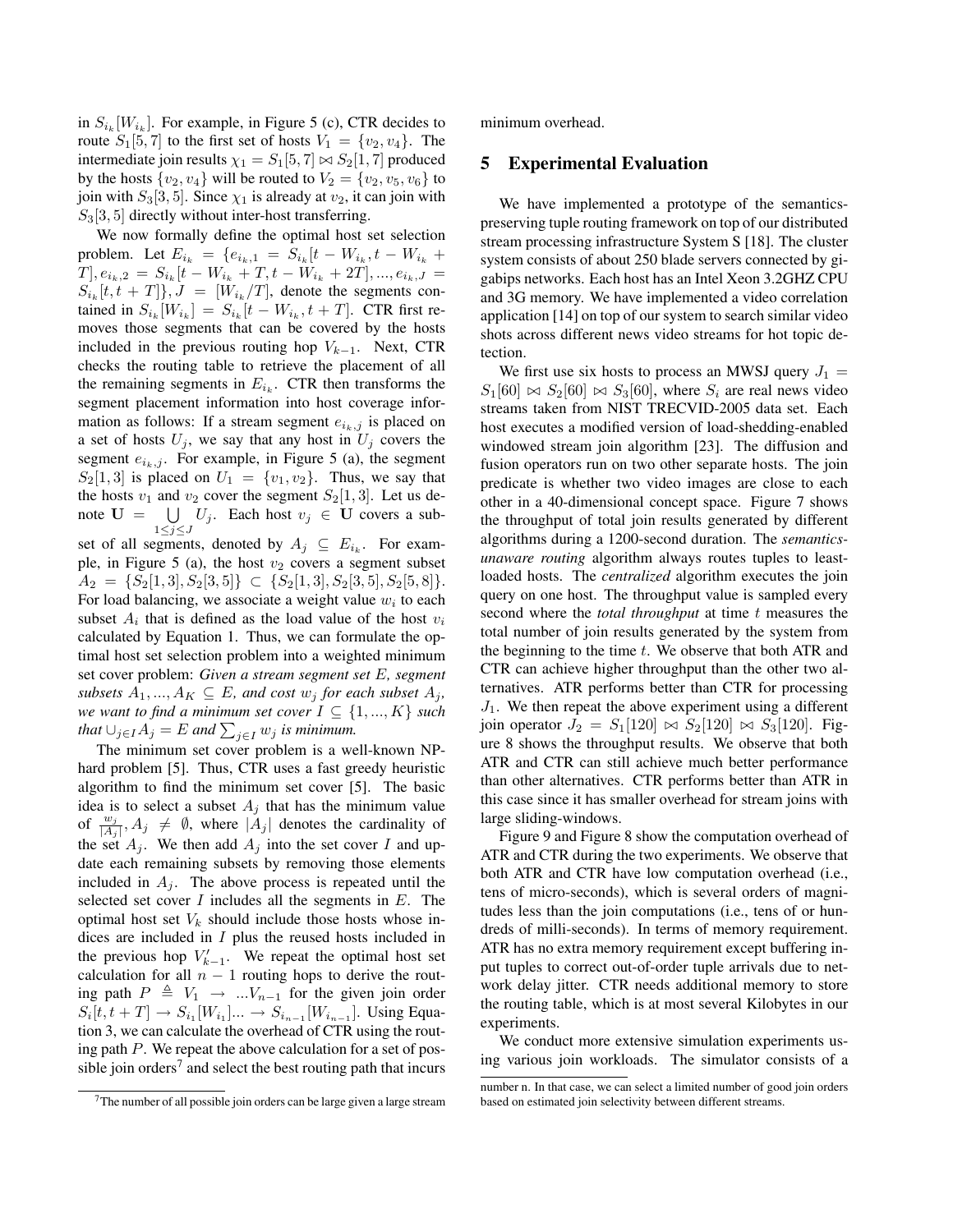in $S_{i_k}[W_{i_k}]$. For example, in Figure 5 (c), CTR decides to route $S_1[5,7]$ to the first set of hosts $V_1 = \{v_2, v_4\}$. The intermediate join results $\chi_1 = S_1[5,7] \bowtie S_2[1,7]$ produced by the hosts $\{v_2, v_4\}$ will be routed to $V_2 = \{v_2, v_5, v_6\}$ to join with $S_3[3,5]$. Since $\chi_1$ is already at $v_2$, it can join with $S_3[3,5]$ directly without inter-host transferring.

We now formally define the optimal host set selection problem. Let $E_{i_k} = \{e_{i_k,1} = S_{i_k}[t - W_{i_k}, t - W_{i_k} + T], e_{i_k,2} = S_{i_k}[t - W_{i_k} + T, t - W_{i_k} + 2T], ..., e_{i_k,J} = S_{i_k}[t, t+T]\}$, $J = \lceil W_{i_k}/T \rceil$, denote the segments contained in $S_{i_k}[W_{i_k}] = S_{i_k}[t - W_{i_k}, t + T]$. CTR first removes those segments that can be covered by the hosts included in the previous routing hop $V_{k-1}$. Next, CTR checks the routing table to retrieve the placement of all the remaining segments in $E_{i_k}$. CTR then transforms the segment placement information into host coverage information as follows: If a stream segment $e_{i_k,j}$ is placed on a set of hosts $U_j$, we say that any host in $U_j$ covers the segment $e_{i_k,j}$. For example, in Figure 5 (a), the segment $S_2[1,3]$ is placed on $U_1 = \{v_1, v_2\}$. Thus, we say that the hosts $v_1$ and $v_2$ cover the segment $S_2[1,3]$. Let us denote $\mathbf{U} = \bigcup_{1 \le j \le J} U_j$. Each host $v_j \in \mathbf{U}$ covers a subset of all segments, denoted by $A_j \subseteq E_{i_k}$. For example, in Figure 5 (a), the host $v_2$ covers a segment subset $A_2 = \{S_2[1,3], S_2[3,5]\} \subset \{S_2[1,3], S_2[3,5], S_2[5,8]\}$. For load balancing, we associate a weight value $w_i$ to each subset $A_i$ that is defined as the load value of the host $v_i$ calculated by Equation 1. Thus, we can formulate the optimal host set selection problem into a weighted minimum set cover problem: ***Given a stream segment set $E$, segment subsets $A_1, ..., A_K \subseteq E$, and cost $w_j$ for each subset $A_j$, we want to find a minimum set cover $I \subseteq \{1, ..., K\}$ such that $\cup_{j \in I} A_j = E$ and $\sum_{j \in I} w_j$ is minimum.***

The minimum set cover problem is a well-known NP-hard problem [5]. Thus, CTR uses a fast greedy heuristic algorithm to find the minimum set cover [5]. The basic idea is to select a subset $A_j$ that has the minimum value of $\frac{w_j}{|A_j|}$, $A_j \neq \emptyset$, where $|A_j|$ denotes the cardinality of the set $A_j$. We then add $A_j$ into the set cover $I$ and update each remaining subsets by removing those elements included in $A_j$. The above process is repeated until the selected set cover $I$ includes all the segments in $E$. The optimal host set $V_k$ should include those hosts whose indices are included in $I$ plus the reused hosts included in the previous hop $V'_{k-1}$. We repeat the optimal host set calculation for all $n-1$ routing hops to derive the routing path $P \triangleq V_1 \rightarrow ... V_{n-1}$ for the given join order $S_i[t, t+T] \rightarrow S_{i_1}[W_{i_1}] ... \rightarrow S_{i_{n-1}}[W_{i_{n-1}}]$. Using Equation 3, we can calculate the overhead of CTR using the routing path $P$. We repeat the above calculation for a set of possible join orders[7] and select the best routing path that incurs minimum overhead.

## 5 Experimental Evaluation

We have implemented a prototype of the semantics-preserving tuple routing framework on top of our distributed stream processing infrastructure System S [18]. The cluster system consists of about 250 blade servers connected by gigabips networks. Each host has an Intel Xeon 3.2GHZ CPU and 3G memory. We have implemented a video correlation application [14] on top of our system to search similar video shots across different news video streams for hot topic detection.

We first use six hosts to process an MWSJ query $J_1 = S_1[60] \bowtie S_2[60] \bowtie S_3[60]$, where $S_i$ are real news video streams taken from NIST TRECVID-2005 data set. Each host executes a modified version of load-shedding-enabled windowed stream join algorithm [23]. The diffusion and fusion operators run on two other separate hosts. The join predicate is whether two video images are close to each other in a 40-dimensional concept space. Figure 7 shows the throughput of total join results generated by different algorithms during a 1200-second duration. The *semantics-unaware routing* algorithm always routes tuples to least-loaded hosts. The *centralized* algorithm executes the join query on one host. The throughput value is sampled every second where the *total throughput* at time $t$ measures the total number of join results generated by the system from the beginning to the time $t$. We observe that both ATR and CTR can achieve higher throughput than the other two alternatives. ATR performs better than CTR for processing $J_1$. We then repeat the above experiment using a different join operator $J_2 = S_1[120] \bowtie S_2[120] \bowtie S_3[120]$. Figure 8 shows the throughput results. We observe that both ATR and CTR can still achieve much better performance than other alternatives. CTR performs better than ATR in this case since it has smaller overhead for stream joins with large sliding-windows.

Figure 9 and Figure 8 show the computation overhead of ATR and CTR during the two experiments. We observe that both ATR and CTR have low computation overhead (i.e., tens of micro-seconds), which is several orders of magnitudes less than the join computations (i.e., tens of or hundreds of milli-seconds). In terms of memory requirement. ATR has no extra memory requirement except buffering input tuples to correct out-of-order tuple arrivals due to network delay jitter. CTR needs additional memory to store the routing table, which is at most several Kilobytes in our experiments.

We conduct more extensive simulation experiments using various join workloads. The simulator consists of a

[7] The number of all possible join orders can be large given a large stream number n. In that case, we can select a limited number of good join orders based on estimated join selectivity between different streams.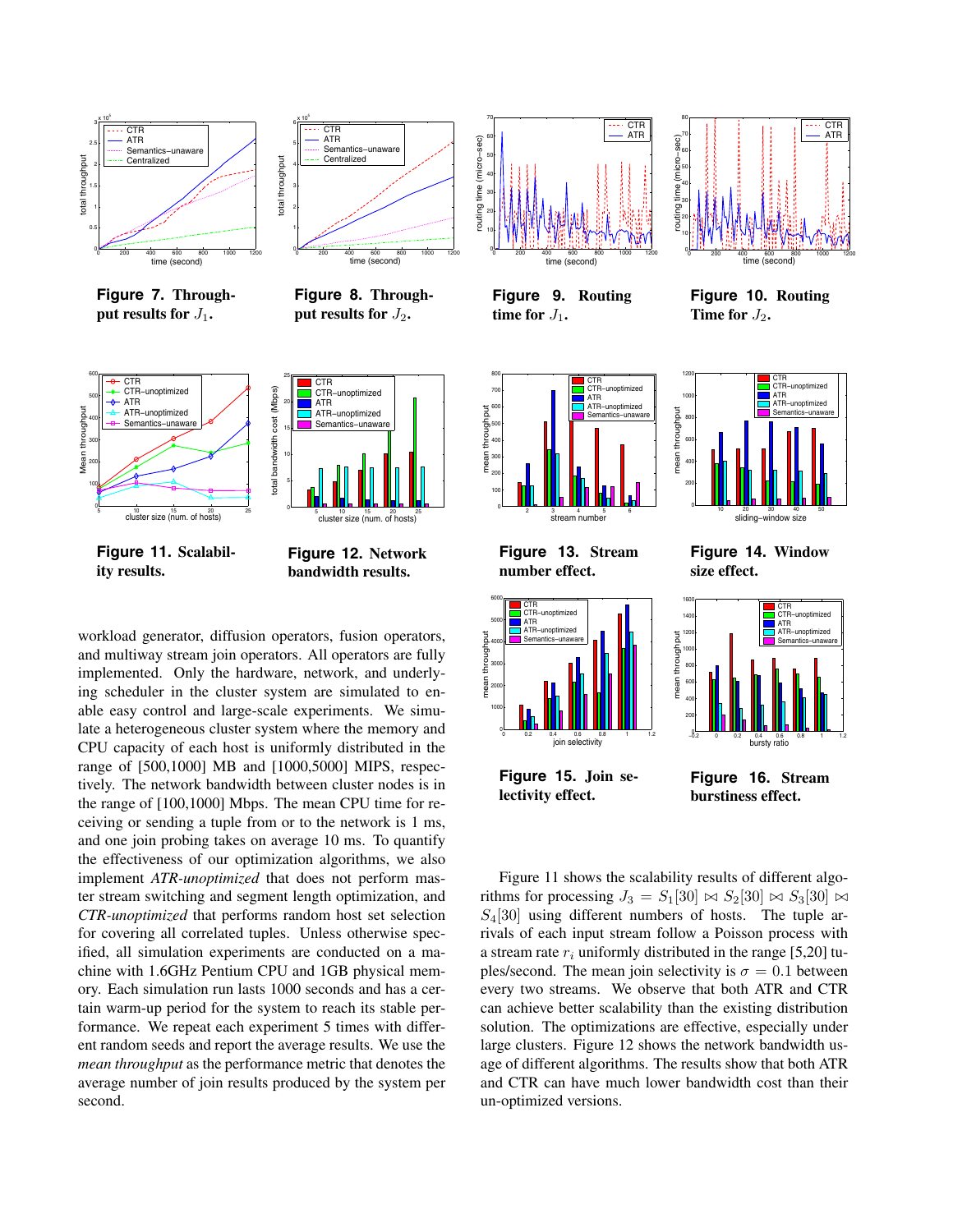Figure 7. Throughput results for $J_1$.

Figure 8. Throughput results for $J_2$.

Figure 9. Routing time for $J_1$.

Figure 10. Routing Time for $J_2$.

Figure 11. Scalability results.

Figure 12. Network bandwidth results.

Figure 13. Stream number effect.

Figure 14. Window size effect.

Figure 15. Join selectivity effect.

Figure 16. Stream burstiness effect.

workload generator, diffusion operators, fusion operators, and multiway stream join operators. All operators are fully implemented. Only the hardware, network, and underlying scheduler in the cluster system are simulated to enable easy control and large-scale experiments. We simulate a heterogeneous cluster system where the memory and CPU capacity of each host is uniformly distributed in the range of [500,1000] MB and [1000,5000] MIPS, respectively. The network bandwidth between cluster nodes is in the range of [100,1000] Mbps. The mean CPU time for receiving or sending a tuple from or to the network is 1 ms, and one join probing takes on average 10 ms. To quantify the effectiveness of our optimization algorithms, we also implement *ATR-unoptimized* that does not perform master stream switching and segment length optimization, and *CTR-unoptimized* that performs random host set selection for covering all correlated tuples. Unless otherwise specified, all simulation experiments are conducted on a machine with 1.6GHz Pentium CPU and 1GB physical memory. Each simulation run lasts 1000 seconds and has a certain warm-up period for the system to reach its stable performance. We repeat each experiment 5 times with different random seeds and report the average results. We use the *mean throughput* as the performance metric that denotes the average number of join results produced by the system per second.

Figure 11 shows the scalability results of different algorithms for processing $J_3 = S_1[30] \bowtie S_2[30] \bowtie S_3[30] \bowtie S_4[30]$ using different numbers of hosts. The tuple arrivals of each input stream follow a Poisson process with a stream rate $r_i$ uniformly distributed in the range [5,20] tuples/second. The mean join selectivity is $\sigma = 0.1$ between every two streams. We observe that both ATR and CTR can achieve better scalability than the existing distribution solution. The optimizations are effective, especially under large clusters. Figure 12 shows the network bandwidth usage of different algorithms. The results show that both ATR and CTR can have much lower bandwidth cost than their un-optimized versions.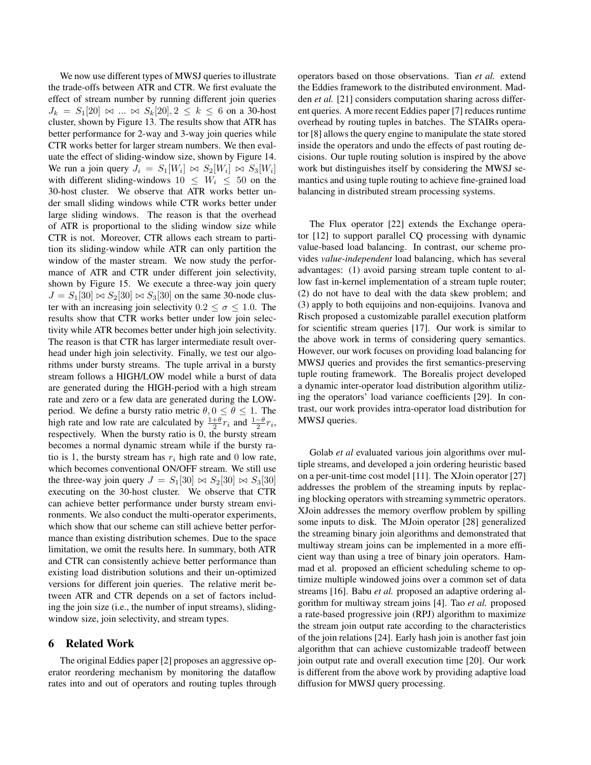We now use different types of MWSJ queries to illustrate the trade-offs between ATR and CTR. We first evaluate the effect of stream number by running different join queries $J_k = S_1[20] \bowtie ... \bowtie S_k[20], 2 \leq k \leq 6$ on a 30-host cluster, shown by Figure 13. The results show that ATR has better performance for 2-way and 3-way join queries while CTR works better for larger stream numbers. We then evaluate the effect of sliding-window size, shown by Figure 14. We run a join query $J_i = S_1[W_i] \bowtie S_2[W_i] \bowtie S_3[W_i]$ with different sliding-windows $10 \leq W_i \leq 50$ on the 30-host cluster. We observe that ATR works better under small sliding windows while CTR works better under large sliding windows. The reason is that the overhead of ATR is proportional to the sliding window size while CTR is not. Moreover, CTR allows each stream to partition its sliding-window while ATR can only partition the window of the master stream. We now study the performance of ATR and CTR under different join selectivity, shown by Figure 15. We execute a three-way join query $J = S_1[30] \bowtie S_2[30] \bowtie S_3[30]$ on the same 30-node cluster with an increasing join selectivity $0.2 \leq \sigma \leq 1.0$. The results show that CTR works better under low join selectivity while ATR becomes better under high join selectivity. The reason is that CTR has larger intermediate result overhead under high join selectivity. Finally, we test our algorithms under bursty streams. The tuple arrival in a bursty stream follows a HIGH/LOW model while a burst of data are generated during the HIGH-period with a high stream rate and zero or a few data are generated during the LOW-period. We define a bursty ratio metric $\theta, 0 \leq \theta \leq 1$. The high rate and low rate are calculated by $\frac{1+\theta}{2} r_i$ and $\frac{1-\theta}{2} r_i$, respectively. When the bursty ratio is 0, the bursty stream becomes a normal dynamic stream while if the bursty ratio is 1, the bursty stream has $r_i$ high rate and 0 low rate, which becomes conventional ON/OFF stream. We still use the three-way join query $J = S_1[30] \bowtie S_2[30] \bowtie S_3[30]$ executing on the 30-host cluster. We observe that CTR can achieve better performance under bursty stream environments. We also conduct the multi-operator experiments, which show that our scheme can still achieve better performance than existing distribution schemes. Due to the space limitation, we omit the results here. In summary, both ATR and CTR can consistently achieve better performance than existing load distribution solutions and their un-optimized versions for different join queries. The relative merit between ATR and CTR depends on a set of factors including the join size (i.e., the number of input streams), sliding-window size, join selectivity, and stream types.

## 6 Related Work

The original Eddies paper [2] proposes an aggressive operator reordering mechanism by monitoring the dataflow rates into and out of operators and routing tuples through operators based on those observations. Tian *et al.* extend the Eddies framework to the distributed environment. Madden *et al.* [21] considers computation sharing across different queries. A more recent Eddies paper [7] reduces runtime overhead by routing tuples in batches. The STAIRs operator [8] allows the query engine to manipulate the state stored inside the operators and undo the effects of past routing decisions. Our tuple routing solution is inspired by the above work but distinguishes itself by considering the MWSJ semantics and using tuple routing to achieve fine-grained load balancing in distributed stream processing systems.

The Flux operator [22] extends the Exchange operator [12] to support parallel CQ processing with dynamic value-based load balancing. In contrast, our scheme provides *value-independent* load balancing, which has several advantages: (1) avoid parsing stream tuple content to allow fast in-kernel implementation of a stream tuple router; (2) do not have to deal with the data skew problem; and (3) apply to both equijoins and non-equijoins. Ivanova and Risch proposed a customizable parallel execution platform for scientific stream queries [17]. Our work is similar to the above work in terms of considering query semantics. However, our work focuses on providing load balancing for MWSJ queries and provides the first semantics-preserving tuple routing framework. The Borealis project developed a dynamic inter-operator load distribution algorithm utilizing the operators' load variance coefficients [29]. In contrast, our work provides intra-operator load distribution for MWSJ queries.

Golab *et al* evaluated various join algorithms over multiple streams, and developed a join ordering heuristic based on a per-unit-time cost model [11]. The XJoin operator [27] addresses the problem of the streaming inputs by replacing blocking operators with streaming symmetric operators. XJoin addresses the memory overflow problem by spilling some inputs to disk. The MJoin operator [28] generalized the streaming binary join algorithms and demonstrated that multiway stream joins can be implemented in a more efficient way than using a tree of binary join operators. Hammad et al. proposed an efficient scheduling scheme to optimize multiple windowed joins over a common set of data streams [16]. Babu *et al.* proposed an adaptive ordering algorithm for multiway stream joins [4]. Tao *et al.* proposed a rate-based progressive join (RPJ) algorithm to maximize the stream join output rate according to the characteristics of the join relations [24]. Early hash join is another fast join algorithm that can achieve customizable tradeoff between join output rate and overall execution time [20]. Our work is different from the above work by providing adaptive load diffusion for MWSJ query processing.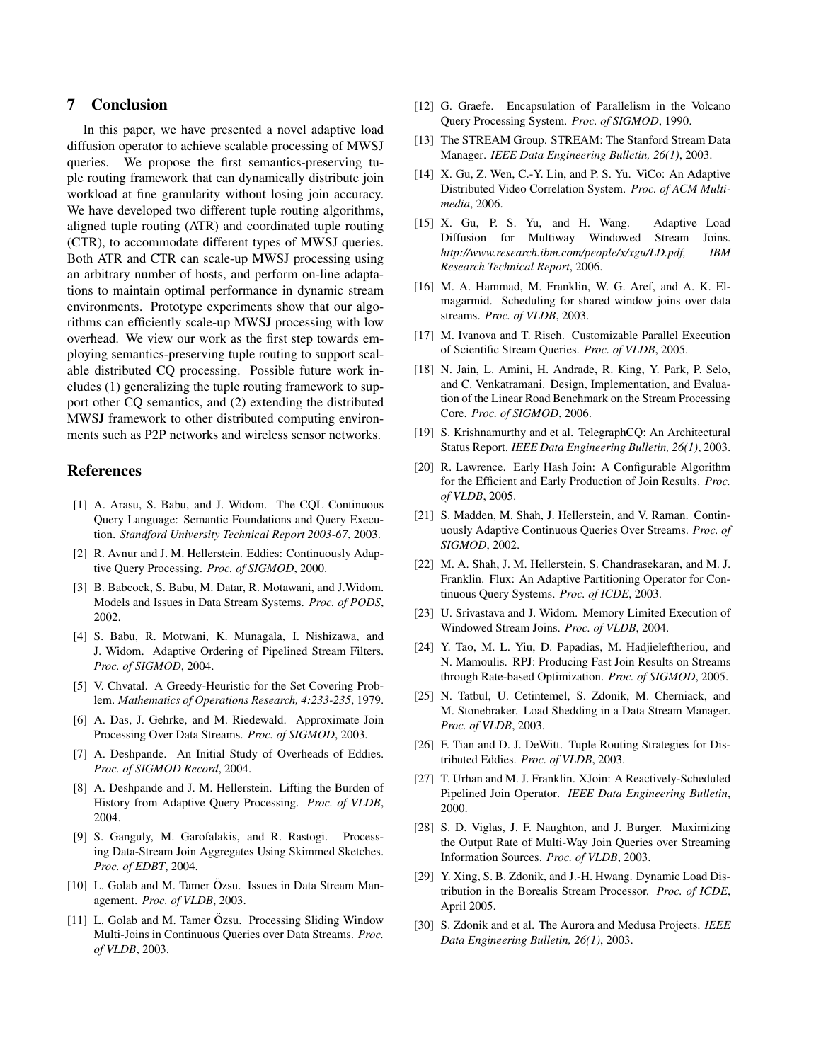## 7 Conclusion

In this paper, we have presented a novel adaptive load diffusion operator to achieve scalable processing of MWSJ queries. We propose the first semantics-preserving tuple routing framework that can dynamically distribute join workload at fine granularity without losing join accuracy. We have developed two different tuple routing algorithms, aligned tuple routing (ATR) and coordinated tuple routing (CTR), to accommodate different types of MWSJ queries. Both ATR and CTR can scale-up MWSJ processing using an arbitrary number of hosts, and perform on-line adaptations to maintain optimal performance in dynamic stream environments. Prototype experiments show that our algorithms can efficiently scale-up MWSJ processing with low overhead. We view our work as the first step towards employing semantics-preserving tuple routing to support scalable distributed CQ processing. Possible future work includes (1) generalizing the tuple routing framework to support other CQ semantics, and (2) extending the distributed MWSJ framework to other distributed computing environments such as P2P networks and wireless sensor networks.

## References

[1] A. Arasu, S. Babu, and J. Widom. The CQL Continuous Query Language: Semantic Foundations and Query Execution. *Standford University Technical Report 2003-67*, 2003.

[2] R. Avnur and J. M. Hellerstein. Eddies: Continuously Adaptive Query Processing. *Proc. of SIGMOD*, 2000.

[3] B. Babcock, S. Babu, M. Datar, R. Motawani, and J.Widom. Models and Issues in Data Stream Systems. *Proc. of PODS*, 2002.

[4] S. Babu, R. Motwani, K. Munagala, I. Nishizawa, and J. Widom. Adaptive Ordering of Pipelined Stream Filters. *Proc. of SIGMOD*, 2004.

[5] V. Chvatal. A Greedy-Heuristic for the Set Covering Problem. *Mathematics of Operations Research, 4:233-235*, 1979.

[6] A. Das, J. Gehrke, and M. Riedewald. Approximate Join Processing Over Data Streams. *Proc. of SIGMOD*, 2003.

[7] A. Deshpande. An Initial Study of Overheads of Eddies. *Proc. of SIGMOD Record*, 2004.

[8] A. Deshpande and J. M. Hellerstein. Lifting the Burden of History from Adaptive Query Processing. *Proc. of VLDB*, 2004.

[9] S. Ganguly, M. Garofalakis, and R. Rastogi. Processing Data-Stream Join Aggregates Using Skimmed Sketches. *Proc. of EDBT*, 2004.

[10] L. Golab and M. Tamer Özsu. Issues in Data Stream Management. *Proc. of VLDB*, 2003.

[11] L. Golab and M. Tamer Özsu. Processing Sliding Window Multi-Joins in Continuous Queries over Data Streams. *Proc. of VLDB*, 2003.

[12] G. Graefe. Encapsulation of Parallelism in the Volcano Query Processing System. *Proc. of SIGMOD*, 1990.

[13] The STREAM Group. STREAM: The Stanford Stream Data Manager. *IEEE Data Engineering Bulletin, 26(1)*, 2003.

[14] X. Gu, Z. Wen, C.-Y. Lin, and P. S. Yu. ViCo: An Adaptive Distributed Video Correlation System. *Proc. of ACM Multimedia*, 2006.

[15] X. Gu, P. S. Yu, and H. Wang. Adaptive Load Diffusion for Multiway Windowed Stream Joins. *http://www.research.ibm.com/people/x/xgu/LD.pdf, IBM Research Technical Report*, 2006.

[16] M. A. Hammad, M. Franklin, W. G. Aref, and A. K. Elmagarmid. Scheduling for shared window joins over data streams. *Proc. of VLDB*, 2003.

[17] M. Ivanova and T. Risch. Customizable Parallel Execution of Scientific Stream Queries. *Proc. of VLDB*, 2005.

[18] N. Jain, L. Amini, H. Andrade, R. King, Y. Park, P. Selo, and C. Venkatramani. Design, Implementation, and Evaluation of the Linear Road Benchmark on the Stream Processing Core. *Proc. of SIGMOD*, 2006.

[19] S. Krishnamurthy and et al. TelegraphCQ: An Architectural Status Report. *IEEE Data Engineering Bulletin, 26(1)*, 2003.

[20] R. Lawrence. Early Hash Join: A Configurable Algorithm for the Efficient and Early Production of Join Results. *Proc. of VLDB*, 2005.

[21] S. Madden, M. Shah, J. Hellerstein, and V. Raman. Continuously Adaptive Continuous Queries Over Streams. *Proc. of SIGMOD*, 2002.

[22] M. A. Shah, J. M. Hellerstein, S. Chandrasekaran, and M. J. Franklin. Flux: An Adaptive Partitioning Operator for Continuous Query Systems. *Proc. of ICDE*, 2003.

[23] U. Srivastava and J. Widom. Memory Limited Execution of Windowed Stream Joins. *Proc. of VLDB*, 2004.

[24] Y. Tao, M. L. Yiu, D. Papadias, M. Hadjieleftheriou, and N. Mamoulis. RPJ: Producing Fast Join Results on Streams through Rate-based Optimization. *Proc. of SIGMOD*, 2005.

[25] N. Tatbul, U. Cetintemel, S. Zdonik, M. Cherniack, and M. Stonebraker. Load Shedding in a Data Stream Manager. *Proc. of VLDB*, 2003.

[26] F. Tian and D. J. DeWitt. Tuple Routing Strategies for Distributed Eddies. *Proc. of VLDB*, 2003.

[27] T. Urhan and M. J. Franklin. XJoin: A Reactively-Scheduled Pipelined Join Operator. *IEEE Data Engineering Bulletin*, 2000.

[28] S. D. Viglas, J. F. Naughton, and J. Burger. Maximizing the Output Rate of Multi-Way Join Queries over Streaming Information Sources. *Proc. of VLDB*, 2003.

[29] Y. Xing, S. B. Zdonik, and J.-H. Hwang. Dynamic Load Distribution in the Borealis Stream Processor. *Proc. of ICDE*, April 2005.

[30] S. Zdonik and et al. The Aurora and Medusa Projects. *IEEE Data Engineering Bulletin, 26(1)*, 2003.